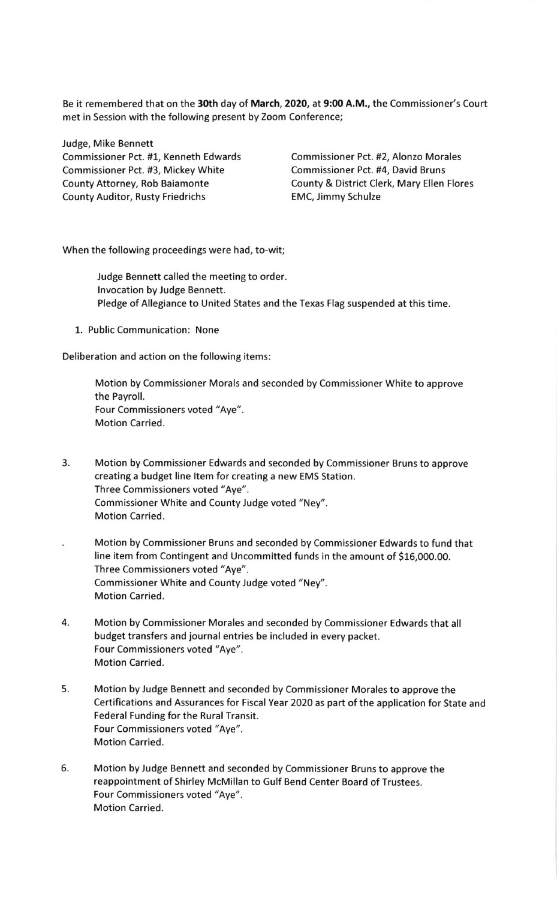Be it remembered that on the **30th** day of **March, 2020,** at **9:00 A.M.,** the Commissioner's Court met in Session with the following present by Zoom Conference;

Judge, Mike Bennett
Commissioner Pct. #1, Kenneth Edwards
Commissioner Pct. #2, Alonzo Morales
Commissioner Pct. #3, Mickey White
Commissioner Pct. #4, David Bruns
County Attorney, Rob Baiamonte
County & District Clerk, Mary Ellen Flores
County Auditor, Rusty Friedrichs
EMC, Jimmy Schulze

When the following proceedings were had, to-wit;

Judge Bennett called the meeting to order.
Invocation by Judge Bennett.
Pledge of Allegiance to United States and the Texas Flag suspended at this time.

1. Public Communication: None

Deliberation and action on the following items:

Motion by Commissioner Morals and seconded by Commissioner White to approve the Payroll.
Four Commissioners voted "Aye".
Motion Carried.

3. Motion by Commissioner Edwards and seconded by Commissioner Bruns to approve creating a budget line Item for creating a new EMS Station.
   Three Commissioners voted "Aye".
   Commissioner White and County Judge voted "Ney".
   Motion Carried.

   . Motion by Commissioner Bruns and seconded by Commissioner Edwards to fund that line item from Contingent and Uncommitted funds in the amount of $16,000.00.
   Three Commissioners voted "Aye".
   Commissioner White and County Judge voted "Ney".
   Motion Carried.

4. Motion by Commissioner Morales and seconded by Commissioner Edwards that all budget transfers and journal entries be included in every packet.
   Four Commissioners voted "Aye".
   Motion Carried.

5. Motion by Judge Bennett and seconded by Commissioner Morales to approve the Certifications and Assurances for Fiscal Year 2020 as part of the application for State and Federal Funding for the Rural Transit.
   Four Commissioners voted "Aye".
   Motion Carried.

6. Motion by Judge Bennett and seconded by Commissioner Bruns to approve the reappointment of Shirley McMillan to Gulf Bend Center Board of Trustees.
   Four Commissioners voted "Aye".
   Motion Carried.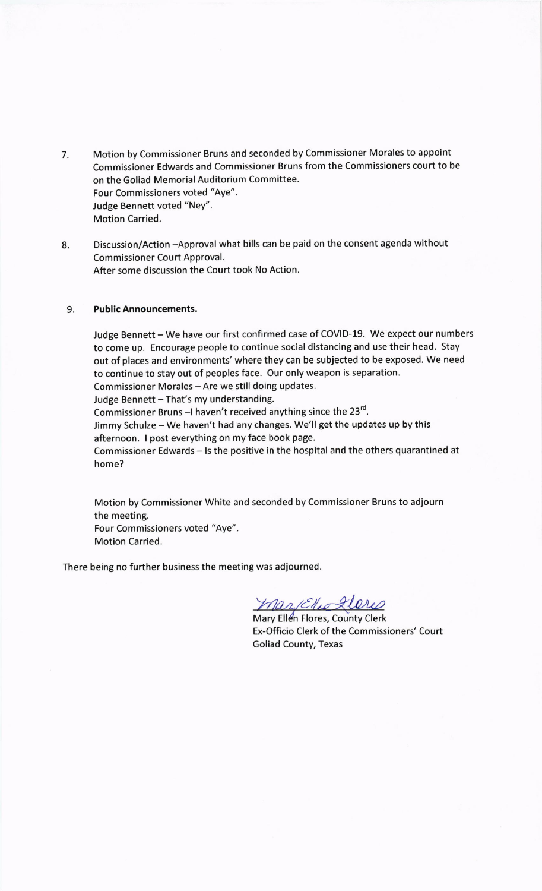7. Motion by Commissioner Bruns and seconded by Commissioner Morales to appoint Commissioner Edwards and Commissioner Bruns from the Commissioners court to be on the Goliad Memorial Auditorium Committee.
   Four Commissioners voted "Aye".
   Judge Bennett voted "Ney".
   Motion Carried.

8. Discussion/Action –Approval what bills can be paid on the consent agenda without Commissioner Court Approval.
   After some discussion the Court took No Action.

9. **Public Announcements.**

   Judge Bennett – We have our first confirmed case of COVID-19. We expect our numbers to come up. Encourage people to continue social distancing and use their head. Stay out of places and environments' where they can be subjected to be exposed. We need to continue to stay out of peoples face. Our only weapon is separation.
   Commissioner Morales – Are we still doing updates.
   Judge Bennett – That's my understanding.
   Commissioner Bruns –I haven't received anything since the 23rd.
   Jimmy Schulze – We haven't had any changes. We'll get the updates up by this afternoon. I post everything on my face book page.
   Commissioner Edwards – Is the positive in the hospital and the others quarantined at home?

   Motion by Commissioner White and seconded by Commissioner Bruns to adjourn the meeting.
   Four Commissioners voted "Aye".
   Motion Carried.

There being no further business the meeting was adjourned.

Mary Ellen Flores, County Clerk
Ex-Officio Clerk of the Commissioners' Court
Goliad County, Texas